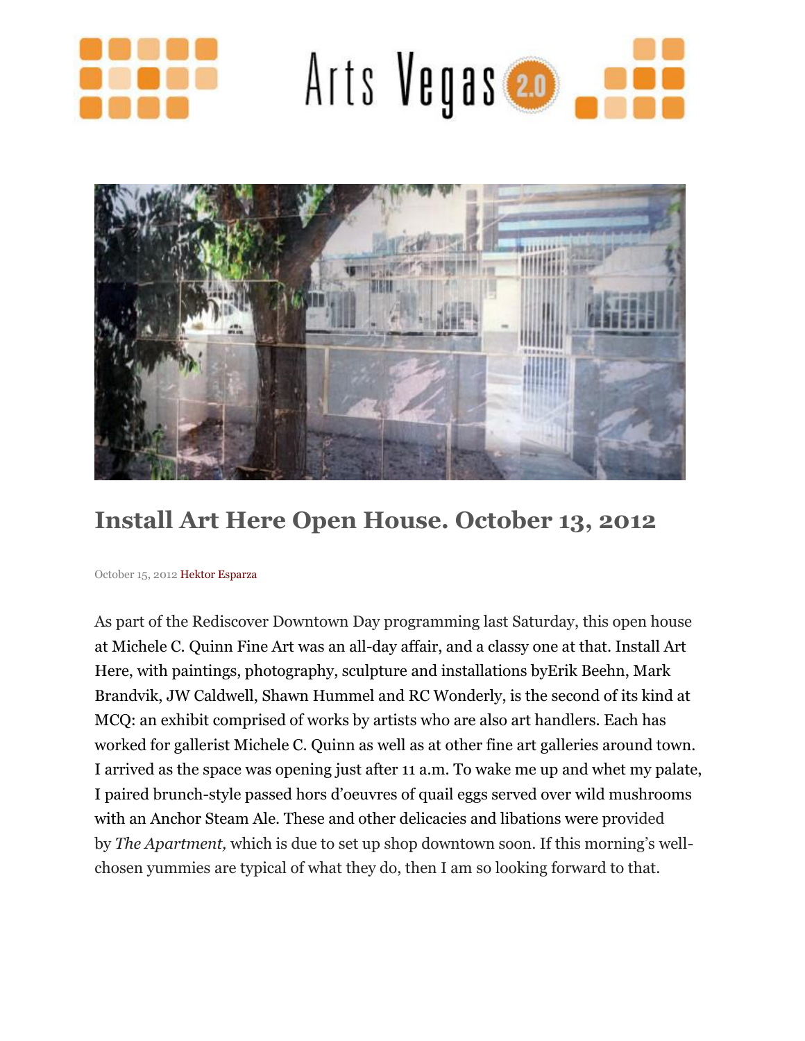# Install Art Here Open House. October 13, 2012

October 15, 2012 Hektor Esparza

As part of the Rediscover Downtown Day programming last Saturday, this open house at Michele C. Quinn Fine Art was an all-day affair, and a classy one at that. Install Art Here, with paintings, photography, sculpture and installations byErik Beehn, Mark Brandvik, JW Caldwell, Shawn Hummel and RC Wonderly, is the second of its kind at MCQ: an exhibit comprised of works by artists who are also art handlers. Each has worked for gallerist Michele C. Quinn as well as at other fine art galleries around town. I arrived as the space was opening just after 11 a.m. To wake me up and whet my palate, I paired brunch-style passed hors d'oeuvres of quail eggs served over wild mushrooms with an Anchor Steam Ale. These and other delicacies and libations were provided by *The Apartment,* which is due to set up shop downtown soon. If this morning's well-chosen yummies are typical of what they do, then I am so looking forward to that.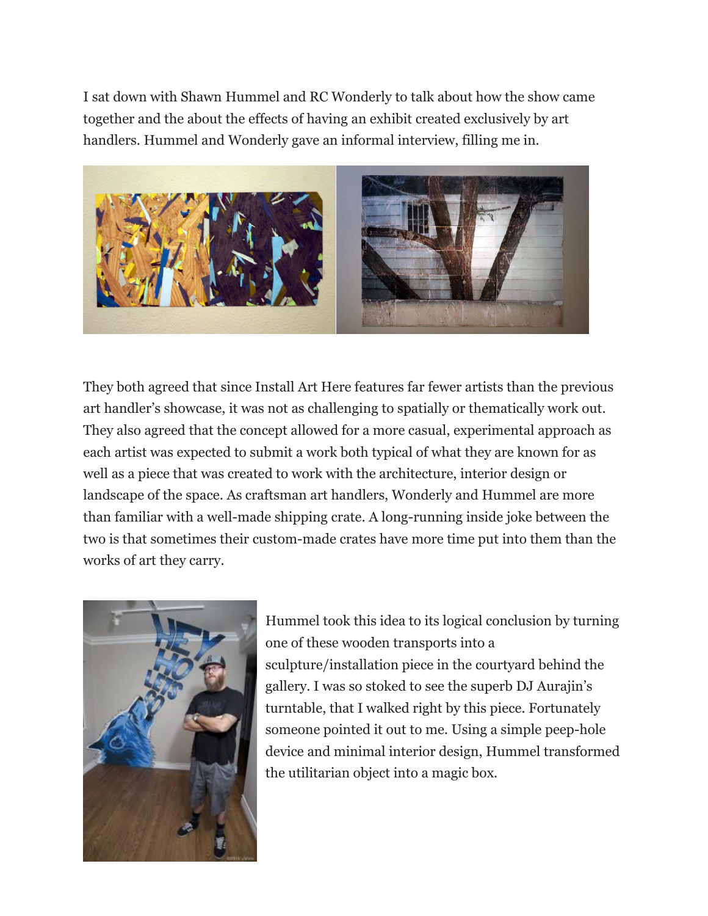I sat down with Shawn Hummel and RC Wonderly to talk about how the show came together and the about the effects of having an exhibit created exclusively by art handlers. Hummel and Wonderly gave an informal interview, filling me in.

They both agreed that since Install Art Here features far fewer artists than the previous art handler's showcase, it was not as challenging to spatially or thematically work out. They also agreed that the concept allowed for a more casual, experimental approach as each artist was expected to submit a work both typical of what they are known for as well as a piece that was created to work with the architecture, interior design or landscape of the space. As craftsman art handlers, Wonderly and Hummel are more than familiar with a well-made shipping crate. A long-running inside joke between the two is that sometimes their custom-made crates have more time put into them than the works of art they carry.

Hummel took this idea to its logical conclusion by turning one of these wooden transports into a sculpture/installation piece in the courtyard behind the gallery. I was so stoked to see the superb DJ Aurajin's turntable, that I walked right by this piece. Fortunately someone pointed it out to me. Using a simple peep-hole device and minimal interior design, Hummel transformed the utilitarian object into a magic box.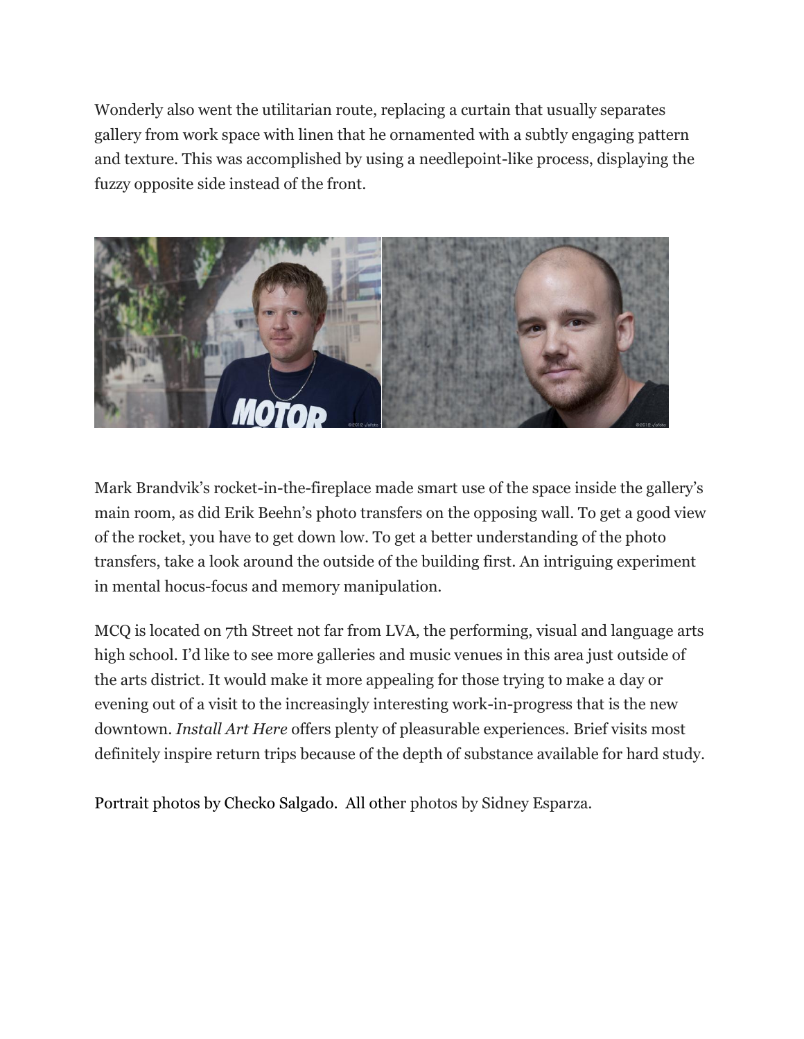Wonderly also went the utilitarian route, replacing a curtain that usually separates gallery from work space with linen that he ornamented with a subtly engaging pattern and texture. This was accomplished by using a needlepoint-like process, displaying the fuzzy opposite side instead of the front.

Mark Brandvik's rocket-in-the-fireplace made smart use of the space inside the gallery's main room, as did Erik Beehn's photo transfers on the opposing wall. To get a good view of the rocket, you have to get down low. To get a better understanding of the photo transfers, take a look around the outside of the building first. An intriguing experiment in mental hocus-focus and memory manipulation.

MCQ is located on 7th Street not far from LVA, the performing, visual and language arts high school. I'd like to see more galleries and music venues in this area just outside of the arts district. It would make it more appealing for those trying to make a day or evening out of a visit to the increasingly interesting work-in-progress that is the new downtown. *Install Art Here* offers plenty of pleasurable experiences. Brief visits most definitely inspire return trips because of the depth of substance available for hard study.

Portrait photos by Checko Salgado. All other photos by Sidney Esparza.